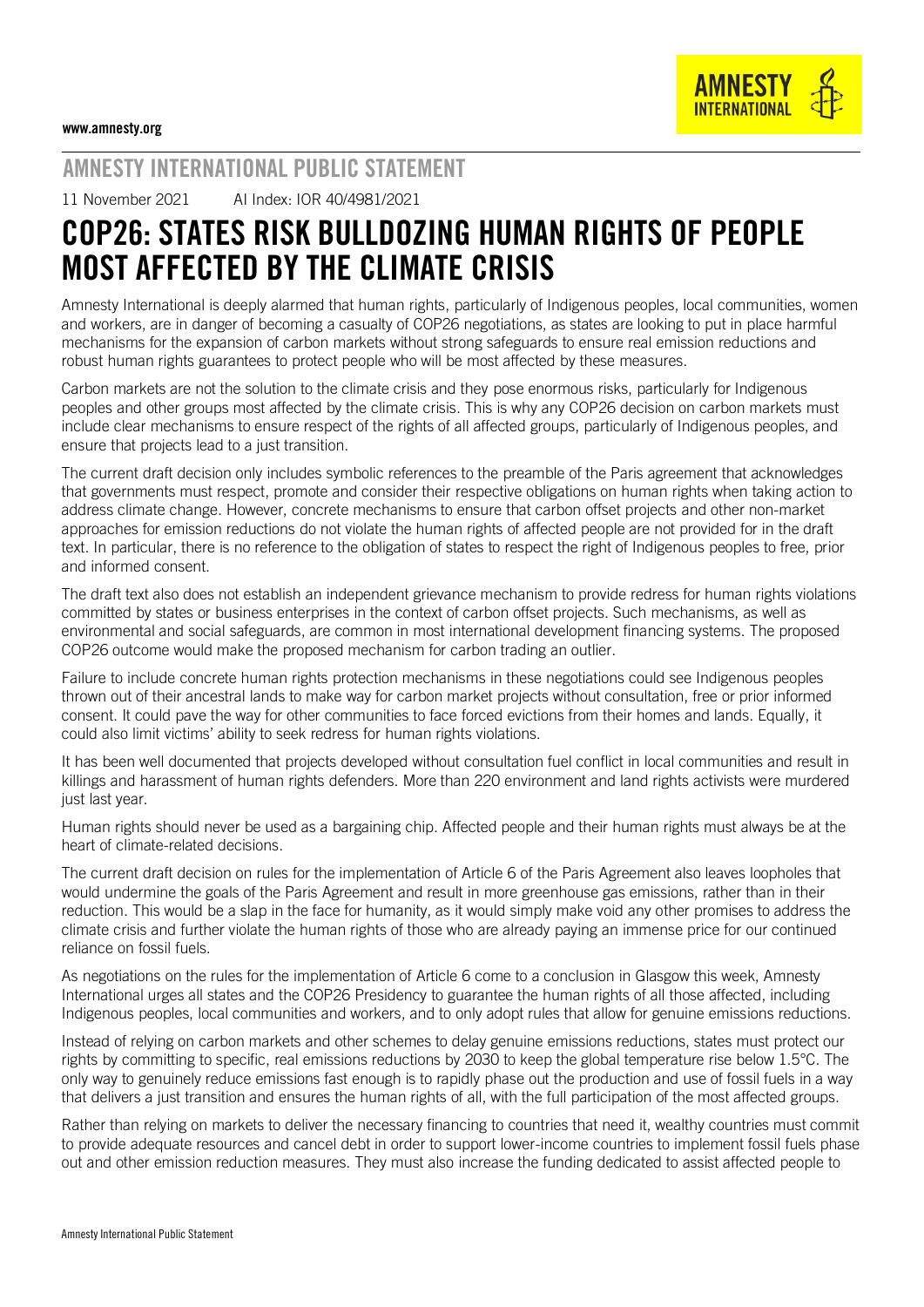www.amnesty.org

AMNESTY INTERNATIONAL

## AMNESTY INTERNATIONAL PUBLIC STATEMENT

11 November 2021 AI Index: IOR 40/4981/2021

# COP26: STATES RISK BULLDOZING HUMAN RIGHTS OF PEOPLE MOST AFFECTED BY THE CLIMATE CRISIS

Amnesty International is deeply alarmed that human rights, particularly of Indigenous peoples, local communities, women and workers, are in danger of becoming a casualty of COP26 negotiations, as states are looking to put in place harmful mechanisms for the expansion of carbon markets without strong safeguards to ensure real emission reductions and robust human rights guarantees to protect people who will be most affected by these measures.

Carbon markets are not the solution to the climate crisis and they pose enormous risks, particularly for Indigenous peoples and other groups most affected by the climate crisis. This is why any COP26 decision on carbon markets must include clear mechanisms to ensure respect of the rights of all affected groups, particularly of Indigenous peoples, and ensure that projects lead to a just transition.

The current draft decision only includes symbolic references to the preamble of the Paris agreement that acknowledges that governments must respect, promote and consider their respective obligations on human rights when taking action to address climate change. However, concrete mechanisms to ensure that carbon offset projects and other non-market approaches for emission reductions do not violate the human rights of affected people are not provided for in the draft text. In particular, there is no reference to the obligation of states to respect the right of Indigenous peoples to free, prior and informed consent.

The draft text also does not establish an independent grievance mechanism to provide redress for human rights violations committed by states or business enterprises in the context of carbon offset projects. Such mechanisms, as well as environmental and social safeguards, are common in most international development financing systems. The proposed COP26 outcome would make the proposed mechanism for carbon trading an outlier.

Failure to include concrete human rights protection mechanisms in these negotiations could see Indigenous peoples thrown out of their ancestral lands to make way for carbon market projects without consultation, free or prior informed consent. It could pave the way for other communities to face forced evictions from their homes and lands. Equally, it could also limit victims' ability to seek redress for human rights violations.

It has been well documented that projects developed without consultation fuel conflict in local communities and result in killings and harassment of human rights defenders. More than 220 environment and land rights activists were murdered just last year.

Human rights should never be used as a bargaining chip. Affected people and their human rights must always be at the heart of climate-related decisions.

The current draft decision on rules for the implementation of Article 6 of the Paris Agreement also leaves loopholes that would undermine the goals of the Paris Agreement and result in more greenhouse gas emissions, rather than in their reduction. This would be a slap in the face for humanity, as it would simply make void any other promises to address the climate crisis and further violate the human rights of those who are already paying an immense price for our continued reliance on fossil fuels.

As negotiations on the rules for the implementation of Article 6 come to a conclusion in Glasgow this week, Amnesty International urges all states and the COP26 Presidency to guarantee the human rights of all those affected, including Indigenous peoples, local communities and workers, and to only adopt rules that allow for genuine emissions reductions.

Instead of relying on carbon markets and other schemes to delay genuine emissions reductions, states must protect our rights by committing to specific, real emissions reductions by 2030 to keep the global temperature rise below 1.5°C. The only way to genuinely reduce emissions fast enough is to rapidly phase out the production and use of fossil fuels in a way that delivers a just transition and ensures the human rights of all, with the full participation of the most affected groups.

Rather than relying on markets to deliver the necessary financing to countries that need it, wealthy countries must commit to provide adequate resources and cancel debt in order to support lower-income countries to implement fossil fuels phase out and other emission reduction measures. They must also increase the funding dedicated to assist affected people to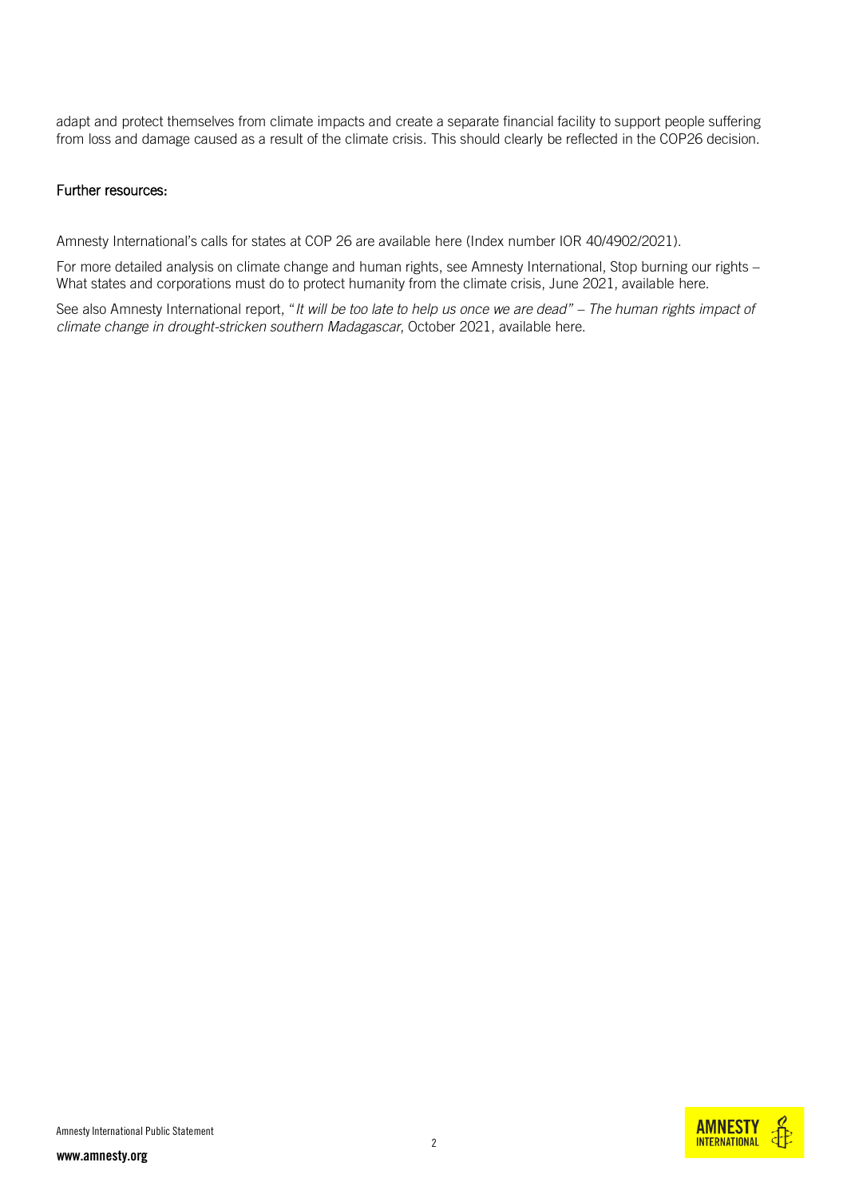adapt and protect themselves from climate impacts and create a separate financial facility to support people suffering from loss and damage caused as a result of the climate crisis. This should clearly be reflected in the COP26 decision.

## Further resources:

Amnesty International's calls for states at COP 26 are available here (Index number IOR 40/4902/2021).

For more detailed analysis on climate change and human rights, see Amnesty International, Stop burning our rights – What states and corporations must do to protect humanity from the climate crisis, June 2021, available here.

See also Amnesty International report, "*It will be too late to help us once we are dead" – The human rights impact of climate change in drought-stricken southern Madagascar*, October 2021, available here.